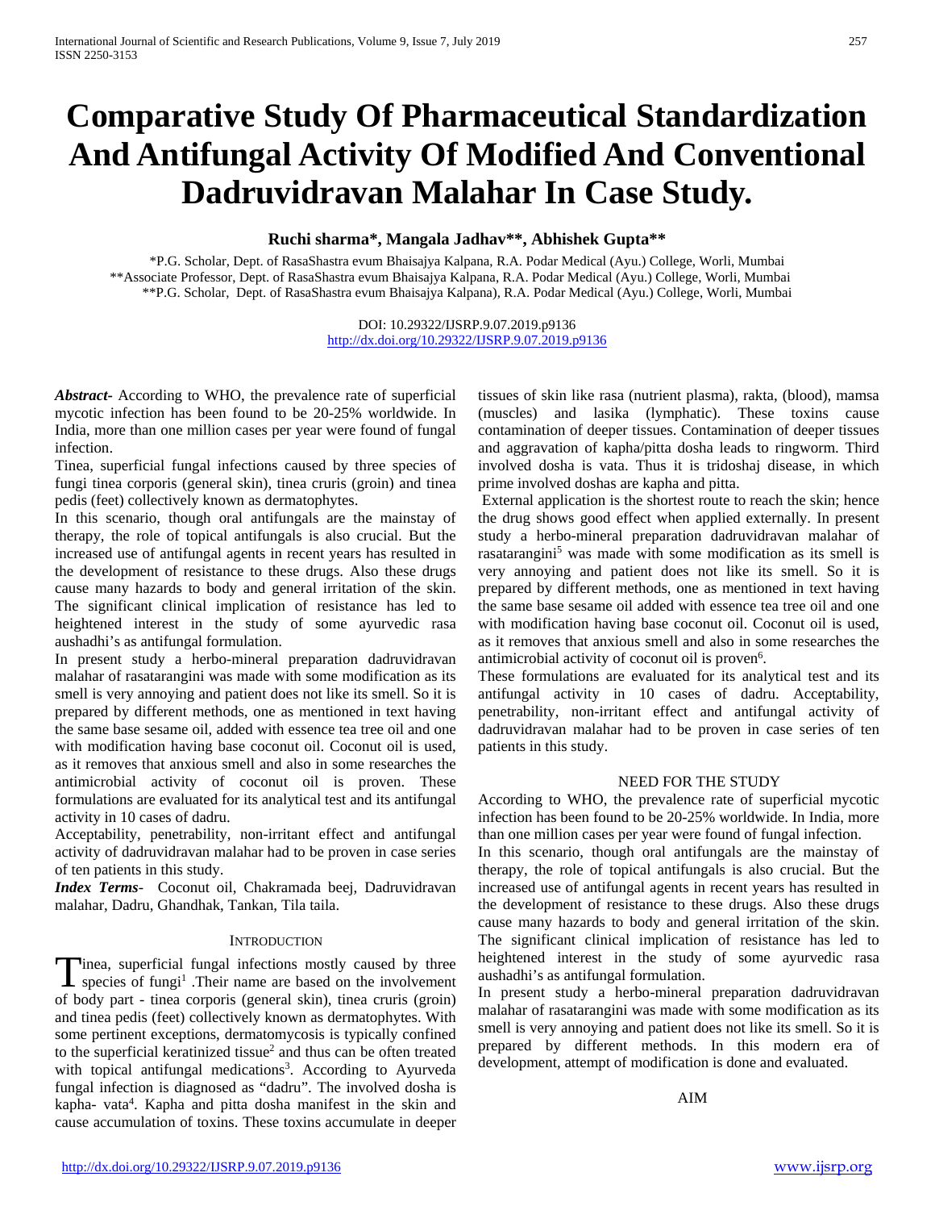# Comparative Study Of Pharmaceutical Standardization And Antifungal Activity Of Modified And Conventional Dadruvidravan Malahar In Case Study.

**Ruchi sharma\*, Mangala Jadhav\*\*, Abhishek Gupta\*\***

\*P.G. Scholar, Dept. of RasaShastra evum Bhaisajya Kalpana, R.A. Podar Medical (Ayu.) College, Worli, Mumbai
\*\*Associate Professor, Dept. of RasaShastra evum Bhaisajya Kalpana, R.A. Podar Medical (Ayu.) College, Worli, Mumbai
\*\*P.G. Scholar, Dept. of RasaShastra evum Bhaisajya Kalpana), R.A. Podar Medical (Ayu.) College, Worli, Mumbai

DOI: 10.29322/IJSRP.9.07.2019.p9136
http://dx.doi.org/10.29322/IJSRP.9.07.2019.p9136

***Abstract-*** According to WHO, the prevalence rate of superficial mycotic infection has been found to be 20-25% worldwide. In India, more than one million cases per year were found of fungal infection.

Tinea, superficial fungal infections caused by three species of fungi tinea corporis (general skin), tinea cruris (groin) and tinea pedis (feet) collectively known as dermatophytes.

In this scenario, though oral antifungals are the mainstay of therapy, the role of topical antifungals is also crucial. But the increased use of antifungal agents in recent years has resulted in the development of resistance to these drugs. Also these drugs cause many hazards to body and general irritation of the skin. The significant clinical implication of resistance has led to heightened interest in the study of some ayurvedic rasa aushadhi's as antifungal formulation.

In present study a herbo-mineral preparation dadruvidravan malahar of rasatarangini was made with some modification as its smell is very annoying and patient does not like its smell. So it is prepared by different methods, one as mentioned in text having the same base sesame oil, added with essence tea tree oil and one with modification having base coconut oil. Coconut oil is used, as it removes that anxious smell and also in some researches the antimicrobial activity of coconut oil is proven. These formulations are evaluated for its analytical test and its antifungal activity in 10 cases of dadru.

Acceptability, penetrability, non-irritant effect and antifungal activity of dadruvidravan malahar had to be proven in case series of ten patients in this study.

***Index Terms*-** Coconut oil, Chakramada beej, Dadruvidravan malahar, Dadru, Ghandhak, Tankan, Tila taila.

## INTRODUCTION

Tinea, superficial fungal infections mostly caused by three species of fungi[1] .Their name are based on the involvement of body part - tinea corporis (general skin), tinea cruris (groin) and tinea pedis (feet) collectively known as dermatophytes. With some pertinent exceptions, dermatomycosis is typically confined to the superficial keratinized tissue[2] and thus can be often treated with topical antifungal medications[3]. According to Ayurveda fungal infection is diagnosed as "dadru". The involved dosha is kapha- vata[4]. Kapha and pitta dosha manifest in the skin and cause accumulation of toxins. These toxins accumulate in deeper tissues of skin like rasa (nutrient plasma), rakta, (blood), mamsa (muscles) and lasika (lymphatic). These toxins cause contamination of deeper tissues. Contamination of deeper tissues and aggravation of kapha/pitta dosha leads to ringworm. Third involved dosha is vata. Thus it is tridoshaj disease, in which prime involved doshas are kapha and pitta.

External application is the shortest route to reach the skin; hence the drug shows good effect when applied externally. In present study a herbo-mineral preparation dadruvidravan malahar of rasatarangini[5] was made with some modification as its smell is very annoying and patient does not like its smell. So it is prepared by different methods, one as mentioned in text having the same base sesame oil added with essence tea tree oil and one with modification having base coconut oil. Coconut oil is used, as it removes that anxious smell and also in some researches the antimicrobial activity of coconut oil is proven[6].

These formulations are evaluated for its analytical test and its antifungal activity in 10 cases of dadru. Acceptability, penetrability, non-irritant effect and antifungal activity of dadruvidravan malahar had to be proven in case series of ten patients in this study.

## NEED FOR THE STUDY

According to WHO, the prevalence rate of superficial mycotic infection has been found to be 20-25% worldwide. In India, more than one million cases per year were found of fungal infection.

In this scenario, though oral antifungals are the mainstay of therapy, the role of topical antifungals is also crucial. But the increased use of antifungal agents in recent years has resulted in the development of resistance to these drugs. Also these drugs cause many hazards to body and general irritation of the skin. The significant clinical implication of resistance has led to heightened interest in the study of some ayurvedic rasa aushadhi's as antifungal formulation.

In present study a herbo-mineral preparation dadruvidravan malahar of rasatarangini was made with some modification as its smell is very annoying and patient does not like its smell. So it is prepared by different methods. In this modern era of development, attempt of modification is done and evaluated.

## AIM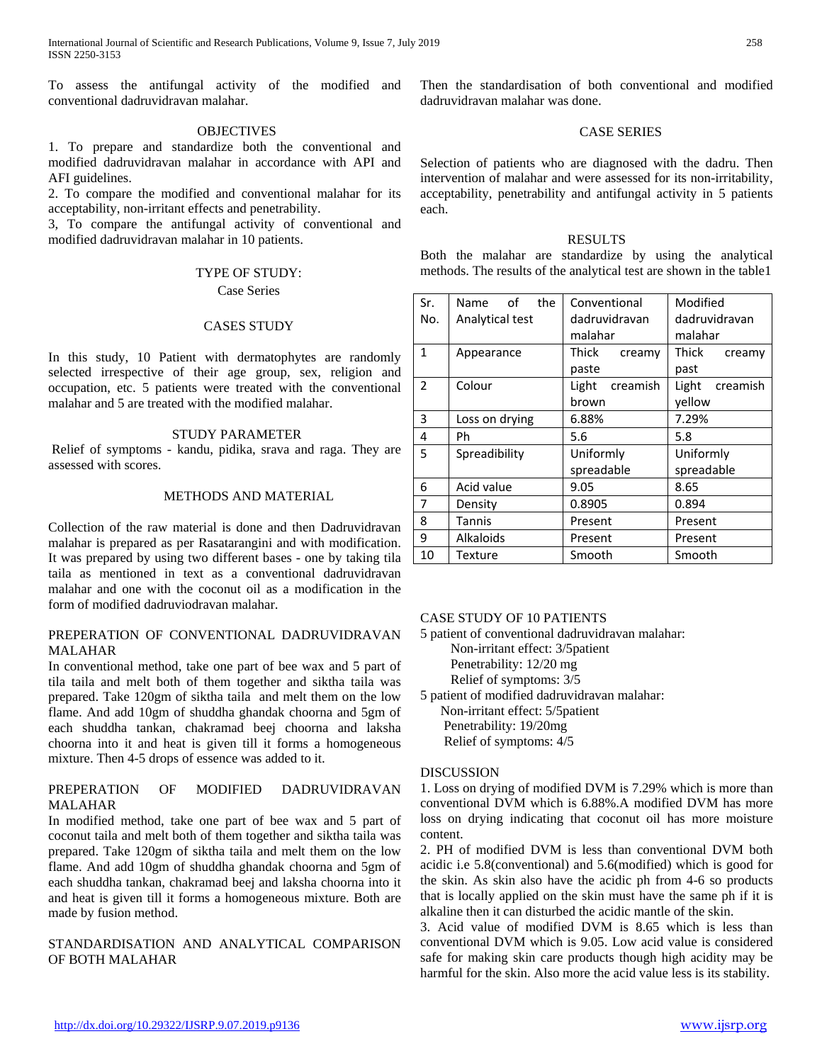To assess the antifungal activity of the modified and conventional dadruvidravan malahar.

## OBJECTIVES

1. To prepare and standardize both the conventional and modified dadruvidravan malahar in accordance with API and AFI guidelines.
2. To compare the modified and conventional malahar for its acceptability, non-irritant effects and penetrability.
3, To compare the antifungal activity of conventional and modified dadruvidravan malahar in 10 patients.

## TYPE OF STUDY:

Case Series

## CASES STUDY

In this study, 10 Patient with dermatophytes are randomly selected irrespective of their age group, sex, religion and occupation, etc. 5 patients were treated with the conventional malahar and 5 are treated with the modified malahar.

## STUDY PARAMETER

Relief of symptoms - kandu, pidika, srava and raga. They are assessed with scores.

## METHODS AND MATERIAL

Collection of the raw material is done and then Dadruvidravan malahar is prepared as per Rasatarangini and with modification. It was prepared by using two different bases - one by taking tila taila as mentioned in text as a conventional dadruvidravan malahar and one with the coconut oil as a modification in the form of modified dadruviodravan malahar.

## PREPERATION OF CONVENTIONAL DADRUVIDRAVAN MALAHAR

In conventional method, take one part of bee wax and 5 part of tila taila and melt both of them together and siktha taila was prepared. Take 120gm of siktha taila and melt them on the low flame. And add 10gm of shuddha ghandak choorna and 5gm of each shuddha tankan, chakramad beej choorna and laksha choorna into it and heat is given till it forms a homogeneous mixture. Then 4-5 drops of essence was added to it.

## PREPERATION OF MODIFIED DADRUVIDRAVAN MALAHAR

In modified method, take one part of bee wax and 5 part of coconut taila and melt both of them together and siktha taila was prepared. Take 120gm of siktha taila and melt them on the low flame. And add 10gm of shuddha ghandak choorna and 5gm of each shuddha tankan, chakramad beej and laksha choorna into it and heat is given till it forms a homogeneous mixture. Both are made by fusion method.

## STANDARDISATION AND ANALYTICAL COMPARISON OF BOTH MALAHAR

Then the standardisation of both conventional and modified dadruvidravan malahar was done.

## CASE SERIES

Selection of patients who are diagnosed with the dadru. Then intervention of malahar and were assessed for its non-irritability, acceptability, penetrability and antifungal activity in 5 patients each.

## RESULTS

Both the malahar are standardize by using the analytical methods. The results of the analytical test are shown in the table1

| Sr. No. | Name of the Analytical test | Conventional dadruvidravan malahar | Modified dadruvidravan malahar |
|---|---|---|---|
| 1 | Appearance | Thick creamy paste | Thick creamy past |
| 2 | Colour | Light creamish brown | Light creamish yellow |
| 3 | Loss on drying | 6.88% | 7.29% |
| 4 | Ph | 5.6 | 5.8 |
| 5 | Spreadibility | Uniformly spreadable | Uniformly spreadable |
| 6 | Acid value | 9.05 | 8.65 |
| 7 | Density | 0.8905 | 0.894 |
| 8 | Tannis | Present | Present |
| 9 | Alkaloids | Present | Present |
| 10 | Texture | Smooth | Smooth |

## CASE STUDY OF 10 PATIENTS

5 patient of conventional dadruvidravan malahar:

- Non-irritant effect: 3/5patient
- Penetrability: 12/20 mg
- Relief of symptoms: 3/5

5 patient of modified dadruvidravan malahar:

- Non-irritant effect: 5/5patient
- Penetrability: 19/20mg
- Relief of symptoms: 4/5

## DISCUSSION

1. Loss on drying of modified DVM is 7.29% which is more than conventional DVM which is 6.88%.A modified DVM has more loss on drying indicating that coconut oil has more moisture content.
2. PH of modified DVM is less than conventional DVM both acidic i.e 5.8(conventional) and 5.6(modified) which is good for the skin. As skin also have the acidic ph from 4-6 so products that is locally applied on the skin must have the same ph if it is alkaline then it can disturbed the acidic mantle of the skin.
3. Acid value of modified DVM is 8.65 which is less than conventional DVM which is 9.05. Low acid value is considered safe for making skin care products though high acidity may be harmful for the skin. Also more the acid value less is its stability.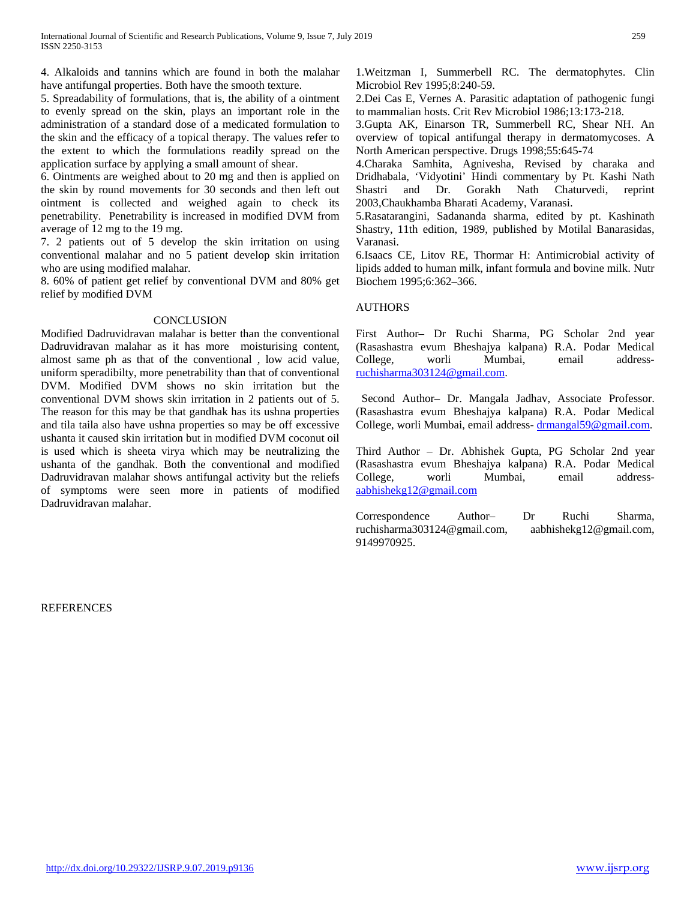4. Alkaloids and tannins which are found in both the malahar have antifungal properties. Both have the smooth texture.

5. Spreadability of formulations, that is, the ability of a ointment to evenly spread on the skin, plays an important role in the administration of a standard dose of a medicated formulation to the skin and the efficacy of a topical therapy. The values refer to the extent to which the formulations readily spread on the application surface by applying a small amount of shear.

6. Ointments are weighed about to 20 mg and then is applied on the skin by round movements for 30 seconds and then left out ointment is collected and weighed again to check its penetrability. Penetrability is increased in modified DVM from average of 12 mg to the 19 mg.

7. 2 patients out of 5 develop the skin irritation on using conventional malahar and no 5 patient develop skin irritation who are using modified malahar.

8. 60% of patient get relief by conventional DVM and 80% get relief by modified DVM

## CONCLUSION

Modified Dadruvidravan malahar is better than the conventional Dadruvidravan malahar as it has more moisturising content, almost same ph as that of the conventional , low acid value, uniform speradibilty, more penetrability than that of conventional DVM. Modified DVM shows no skin irritation but the conventional DVM shows skin irritation in 2 patients out of 5. The reason for this may be that gandhak has its ushna properties and tila taila also have ushna properties so may be off excessive ushanta it caused skin irritation but in modified DVM coconut oil is used which is sheeta virya which may be neutralizing the ushanta of the gandhak. Both the conventional and modified Dadruvidravan malahar shows antifungal activity but the reliefs of symptoms were seen more in patients of modified Dadruvidravan malahar.

## REFERENCES

1.Weitzman I, Summerbell RC. The dermatophytes. Clin Microbiol Rev 1995;8:240-59.

2.Dei Cas E, Vernes A. Parasitic adaptation of pathogenic fungi to mammalian hosts. Crit Rev Microbiol 1986;13:173-218.

3.Gupta AK, Einarson TR, Summerbell RC, Shear NH. An overview of topical antifungal therapy in dermatomycoses. A North American perspective. Drugs 1998;55:645-74

4.Charaka Samhita, Agnivesha, Revised by charaka and Dridhabala, 'Vidyotini' Hindi commentary by Pt. Kashi Nath Shastri and Dr. Gorakh Nath Chaturvedi, reprint 2003,Chaukhamba Bharati Academy, Varanasi.

5.Rasatarangini, Sadananda sharma, edited by pt. Kashinath Shastry, 11th edition, 1989, published by Motilal Banarasidas, Varanasi.

6.Isaacs CE, Litov RE, Thormar H: Antimicrobial activity of lipids added to human milk, infant formula and bovine milk. Nutr Biochem 1995;6:362–366.

## AUTHORS

First Author– Dr Ruchi Sharma, PG Scholar 2nd year (Rasashastra evum Bheshajya kalpana) R.A. Podar Medical College, worli Mumbai, email address- ruchisharma303124@gmail.com.

Second Author– Dr. Mangala Jadhav, Associate Professor. (Rasashastra evum Bheshajya kalpana) R.A. Podar Medical College, worli Mumbai, email address- drmangal59@gmail.com.

Third Author – Dr. Abhishek Gupta, PG Scholar 2nd year (Rasashastra evum Bheshajya kalpana) R.A. Podar Medical College, worli Mumbai, email address- aabhishekg12@gmail.com

Correspondence Author– Dr Ruchi Sharma, ruchisharma303124@gmail.com, aabhishekg12@gmail.com, 9149970925.